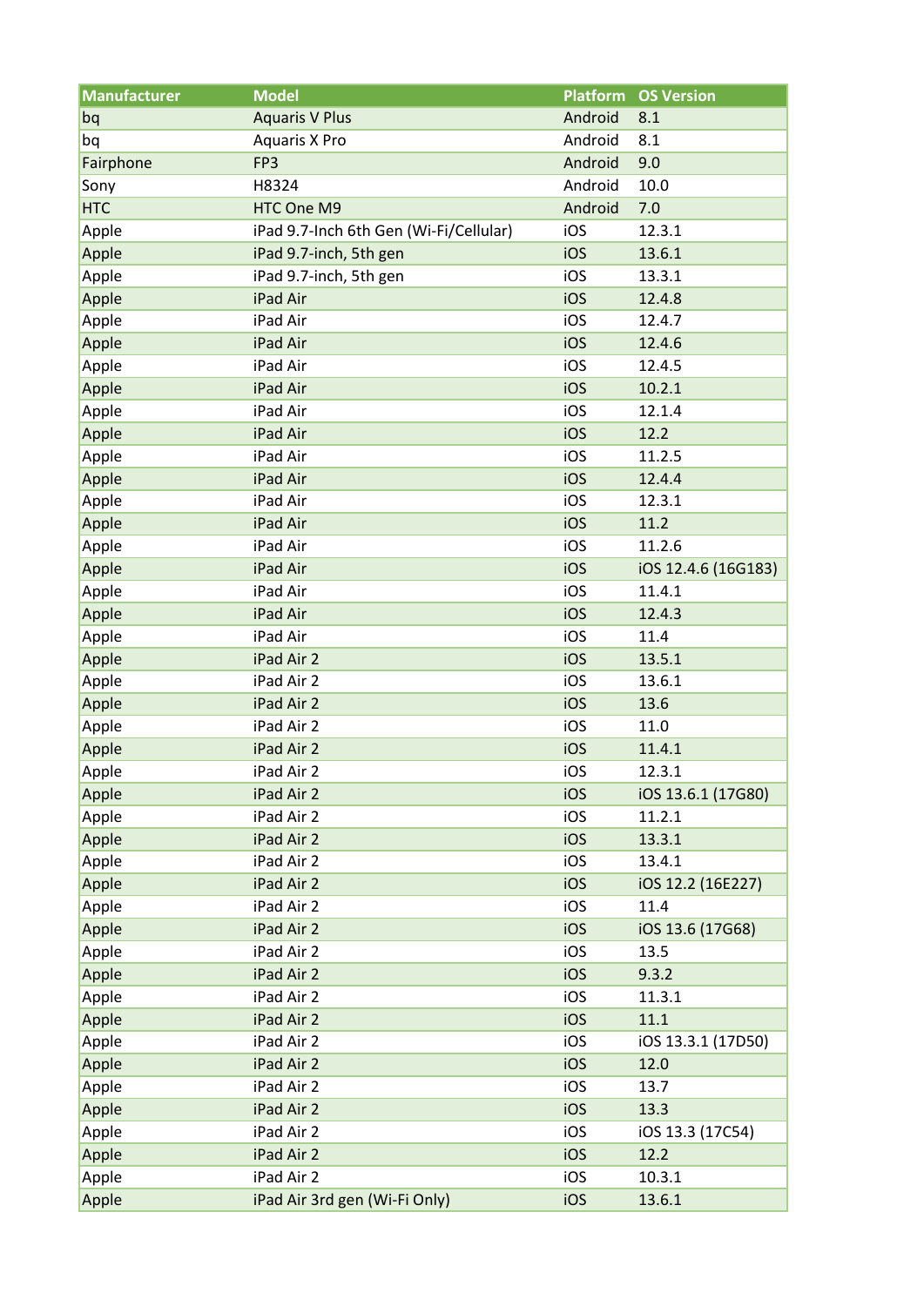| Manufacturer | Model | Platform | OS Version |
|---|---|---|---|
| bq | Aquaris V Plus | Android | 8.1 |
| bq | Aquaris X Pro | Android | 8.1 |
| Fairphone | FP3 | Android | 9.0 |
| Sony | H8324 | Android | 10.0 |
| HTC | HTC One M9 | Android | 7.0 |
| Apple | iPad 9.7-Inch 6th Gen (Wi-Fi/Cellular) | iOS | 12.3.1 |
| Apple | iPad 9.7-inch, 5th gen | iOS | 13.6.1 |
| Apple | iPad 9.7-inch, 5th gen | iOS | 13.3.1 |
| Apple | iPad Air | iOS | 12.4.8 |
| Apple | iPad Air | iOS | 12.4.7 |
| Apple | iPad Air | iOS | 12.4.6 |
| Apple | iPad Air | iOS | 12.4.5 |
| Apple | iPad Air | iOS | 10.2.1 |
| Apple | iPad Air | iOS | 12.1.4 |
| Apple | iPad Air | iOS | 12.2 |
| Apple | iPad Air | iOS | 11.2.5 |
| Apple | iPad Air | iOS | 12.4.4 |
| Apple | iPad Air | iOS | 12.3.1 |
| Apple | iPad Air | iOS | 11.2 |
| Apple | iPad Air | iOS | 11.2.6 |
| Apple | iPad Air | iOS | iOS 12.4.6 (16G183) |
| Apple | iPad Air | iOS | 11.4.1 |
| Apple | iPad Air | iOS | 12.4.3 |
| Apple | iPad Air | iOS | 11.4 |
| Apple | iPad Air 2 | iOS | 13.5.1 |
| Apple | iPad Air 2 | iOS | 13.6.1 |
| Apple | iPad Air 2 | iOS | 13.6 |
| Apple | iPad Air 2 | iOS | 11.0 |
| Apple | iPad Air 2 | iOS | 11.4.1 |
| Apple | iPad Air 2 | iOS | 12.3.1 |
| Apple | iPad Air 2 | iOS | iOS 13.6.1 (17G80) |
| Apple | iPad Air 2 | iOS | 11.2.1 |
| Apple | iPad Air 2 | iOS | 13.3.1 |
| Apple | iPad Air 2 | iOS | 13.4.1 |
| Apple | iPad Air 2 | iOS | iOS 12.2 (16E227) |
| Apple | iPad Air 2 | iOS | 11.4 |
| Apple | iPad Air 2 | iOS | iOS 13.6 (17G68) |
| Apple | iPad Air 2 | iOS | 13.5 |
| Apple | iPad Air 2 | iOS | 9.3.2 |
| Apple | iPad Air 2 | iOS | 11.3.1 |
| Apple | iPad Air 2 | iOS | 11.1 |
| Apple | iPad Air 2 | iOS | iOS 13.3.1 (17D50) |
| Apple | iPad Air 2 | iOS | 12.0 |
| Apple | iPad Air 2 | iOS | 13.7 |
| Apple | iPad Air 2 | iOS | 13.3 |
| Apple | iPad Air 2 | iOS | iOS 13.3 (17C54) |
| Apple | iPad Air 2 | iOS | 12.2 |
| Apple | iPad Air 2 | iOS | 10.3.1 |
| Apple | iPad Air 3rd gen (Wi-Fi Only) | iOS | 13.6.1 |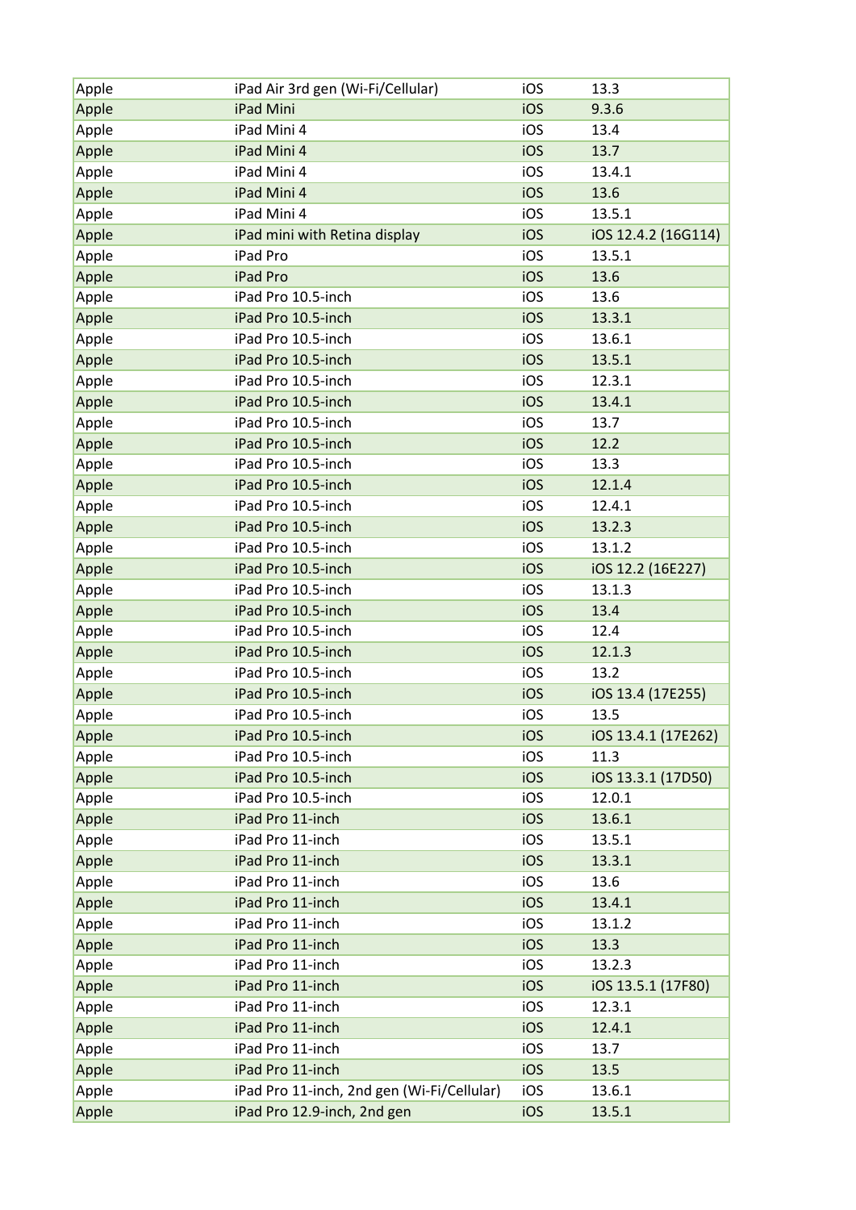| Apple | iPad Air 3rd gen (Wi-Fi/Cellular) | iOS | 13.3 |
|---|---|---|---|
| Apple | iPad Mini | iOS | 9.3.6 |
| Apple | iPad Mini 4 | iOS | 13.4 |
| Apple | iPad Mini 4 | iOS | 13.7 |
| Apple | iPad Mini 4 | iOS | 13.4.1 |
| Apple | iPad Mini 4 | iOS | 13.6 |
| Apple | iPad Mini 4 | iOS | 13.5.1 |
| Apple | iPad mini with Retina display | iOS | iOS 12.4.2 (16G114) |
| Apple | iPad Pro | iOS | 13.5.1 |
| Apple | iPad Pro | iOS | 13.6 |
| Apple | iPad Pro 10.5-inch | iOS | 13.6 |
| Apple | iPad Pro 10.5-inch | iOS | 13.3.1 |
| Apple | iPad Pro 10.5-inch | iOS | 13.6.1 |
| Apple | iPad Pro 10.5-inch | iOS | 13.5.1 |
| Apple | iPad Pro 10.5-inch | iOS | 12.3.1 |
| Apple | iPad Pro 10.5-inch | iOS | 13.4.1 |
| Apple | iPad Pro 10.5-inch | iOS | 13.7 |
| Apple | iPad Pro 10.5-inch | iOS | 12.2 |
| Apple | iPad Pro 10.5-inch | iOS | 13.3 |
| Apple | iPad Pro 10.5-inch | iOS | 12.1.4 |
| Apple | iPad Pro 10.5-inch | iOS | 12.4.1 |
| Apple | iPad Pro 10.5-inch | iOS | 13.2.3 |
| Apple | iPad Pro 10.5-inch | iOS | 13.1.2 |
| Apple | iPad Pro 10.5-inch | iOS | iOS 12.2 (16E227) |
| Apple | iPad Pro 10.5-inch | iOS | 13.1.3 |
| Apple | iPad Pro 10.5-inch | iOS | 13.4 |
| Apple | iPad Pro 10.5-inch | iOS | 12.4 |
| Apple | iPad Pro 10.5-inch | iOS | 12.1.3 |
| Apple | iPad Pro 10.5-inch | iOS | 13.2 |
| Apple | iPad Pro 10.5-inch | iOS | iOS 13.4 (17E255) |
| Apple | iPad Pro 10.5-inch | iOS | 13.5 |
| Apple | iPad Pro 10.5-inch | iOS | iOS 13.4.1 (17E262) |
| Apple | iPad Pro 10.5-inch | iOS | 11.3 |
| Apple | iPad Pro 10.5-inch | iOS | iOS 13.3.1 (17D50) |
| Apple | iPad Pro 10.5-inch | iOS | 12.0.1 |
| Apple | iPad Pro 11-inch | iOS | 13.6.1 |
| Apple | iPad Pro 11-inch | iOS | 13.5.1 |
| Apple | iPad Pro 11-inch | iOS | 13.3.1 |
| Apple | iPad Pro 11-inch | iOS | 13.6 |
| Apple | iPad Pro 11-inch | iOS | 13.4.1 |
| Apple | iPad Pro 11-inch | iOS | 13.1.2 |
| Apple | iPad Pro 11-inch | iOS | 13.3 |
| Apple | iPad Pro 11-inch | iOS | 13.2.3 |
| Apple | iPad Pro 11-inch | iOS | iOS 13.5.1 (17F80) |
| Apple | iPad Pro 11-inch | iOS | 12.3.1 |
| Apple | iPad Pro 11-inch | iOS | 12.4.1 |
| Apple | iPad Pro 11-inch | iOS | 13.7 |
| Apple | iPad Pro 11-inch | iOS | 13.5 |
| Apple | iPad Pro 11-inch, 2nd gen (Wi-Fi/Cellular) | iOS | 13.6.1 |
| Apple | iPad Pro 12.9-inch, 2nd gen | iOS | 13.5.1 |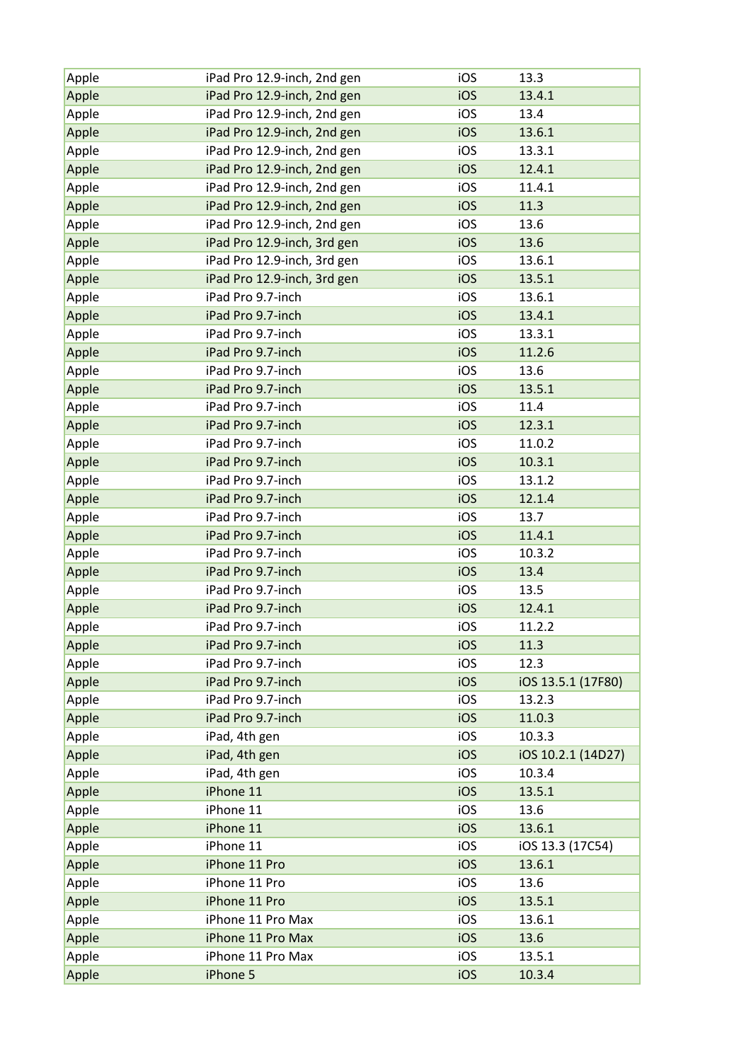| Apple | iPad Pro 12.9-inch, 2nd gen | iOS | 13.3 |
|---|---|---|---|
| Apple | iPad Pro 12.9-inch, 2nd gen | iOS | 13.4.1 |
| Apple | iPad Pro 12.9-inch, 2nd gen | iOS | 13.4 |
| Apple | iPad Pro 12.9-inch, 2nd gen | iOS | 13.6.1 |
| Apple | iPad Pro 12.9-inch, 2nd gen | iOS | 13.3.1 |
| Apple | iPad Pro 12.9-inch, 2nd gen | iOS | 12.4.1 |
| Apple | iPad Pro 12.9-inch, 2nd gen | iOS | 11.4.1 |
| Apple | iPad Pro 12.9-inch, 2nd gen | iOS | 11.3 |
| Apple | iPad Pro 12.9-inch, 2nd gen | iOS | 13.6 |
| Apple | iPad Pro 12.9-inch, 3rd gen | iOS | 13.6 |
| Apple | iPad Pro 12.9-inch, 3rd gen | iOS | 13.6.1 |
| Apple | iPad Pro 12.9-inch, 3rd gen | iOS | 13.5.1 |
| Apple | iPad Pro 9.7-inch | iOS | 13.6.1 |
| Apple | iPad Pro 9.7-inch | iOS | 13.4.1 |
| Apple | iPad Pro 9.7-inch | iOS | 13.3.1 |
| Apple | iPad Pro 9.7-inch | iOS | 11.2.6 |
| Apple | iPad Pro 9.7-inch | iOS | 13.6 |
| Apple | iPad Pro 9.7-inch | iOS | 13.5.1 |
| Apple | iPad Pro 9.7-inch | iOS | 11.4 |
| Apple | iPad Pro 9.7-inch | iOS | 12.3.1 |
| Apple | iPad Pro 9.7-inch | iOS | 11.0.2 |
| Apple | iPad Pro 9.7-inch | iOS | 10.3.1 |
| Apple | iPad Pro 9.7-inch | iOS | 13.1.2 |
| Apple | iPad Pro 9.7-inch | iOS | 12.1.4 |
| Apple | iPad Pro 9.7-inch | iOS | 13.7 |
| Apple | iPad Pro 9.7-inch | iOS | 11.4.1 |
| Apple | iPad Pro 9.7-inch | iOS | 10.3.2 |
| Apple | iPad Pro 9.7-inch | iOS | 13.4 |
| Apple | iPad Pro 9.7-inch | iOS | 13.5 |
| Apple | iPad Pro 9.7-inch | iOS | 12.4.1 |
| Apple | iPad Pro 9.7-inch | iOS | 11.2.2 |
| Apple | iPad Pro 9.7-inch | iOS | 11.3 |
| Apple | iPad Pro 9.7-inch | iOS | 12.3 |
| Apple | iPad Pro 9.7-inch | iOS | iOS 13.5.1 (17F80) |
| Apple | iPad Pro 9.7-inch | iOS | 13.2.3 |
| Apple | iPad Pro 9.7-inch | iOS | 11.0.3 |
| Apple | iPad, 4th gen | iOS | 10.3.3 |
| Apple | iPad, 4th gen | iOS | iOS 10.2.1 (14D27) |
| Apple | iPad, 4th gen | iOS | 10.3.4 |
| Apple | iPhone 11 | iOS | 13.5.1 |
| Apple | iPhone 11 | iOS | 13.6 |
| Apple | iPhone 11 | iOS | 13.6.1 |
| Apple | iPhone 11 | iOS | iOS 13.3 (17C54) |
| Apple | iPhone 11 Pro | iOS | 13.6.1 |
| Apple | iPhone 11 Pro | iOS | 13.6 |
| Apple | iPhone 11 Pro | iOS | 13.5.1 |
| Apple | iPhone 11 Pro Max | iOS | 13.6.1 |
| Apple | iPhone 11 Pro Max | iOS | 13.6 |
| Apple | iPhone 11 Pro Max | iOS | 13.5.1 |
| Apple | iPhone 5 | iOS | 10.3.4 |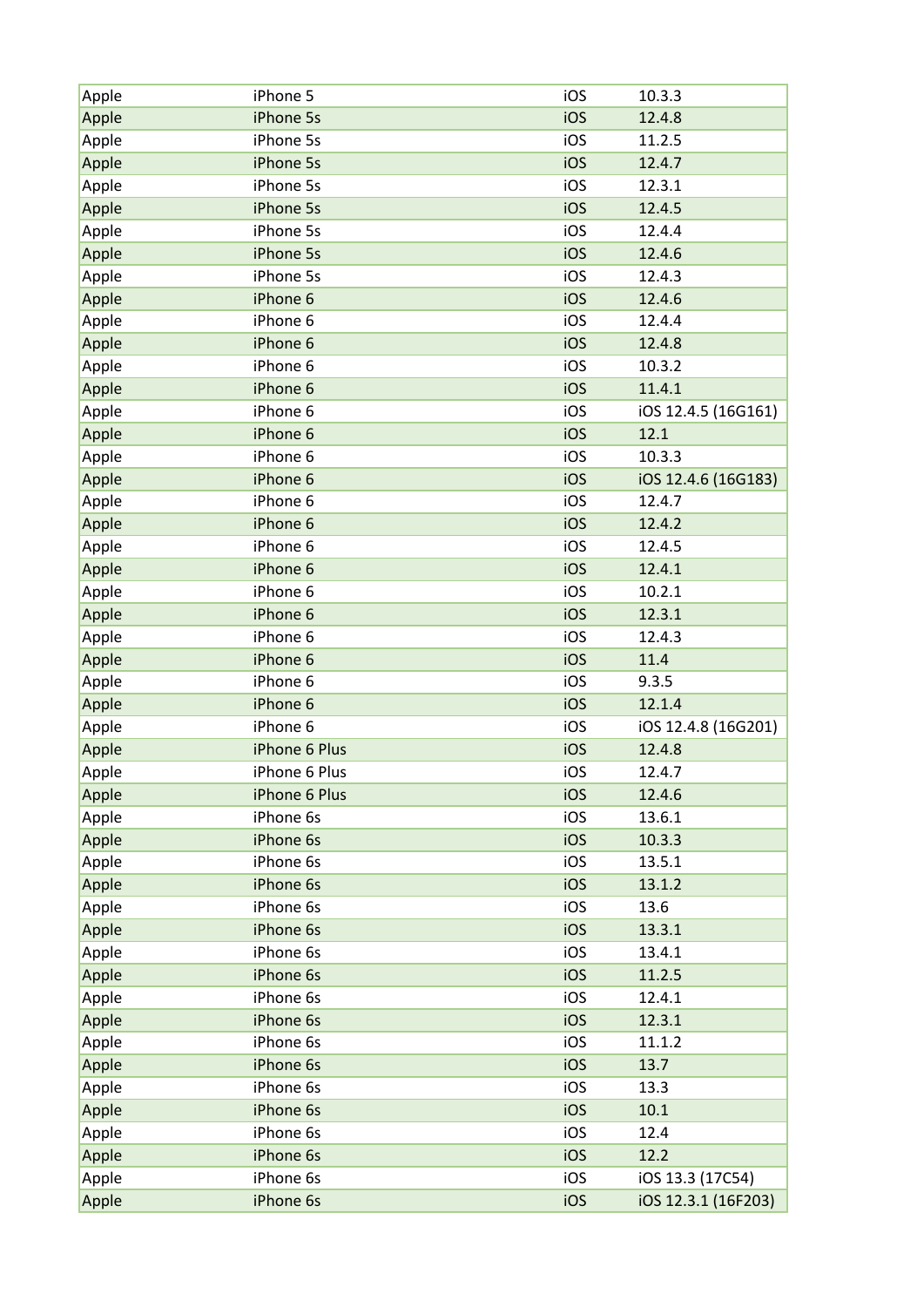| Apple | iPhone 5 | iOS | 10.3.3 |
|---|---|---|---|
| Apple | iPhone 5s | iOS | 12.4.8 |
| Apple | iPhone 5s | iOS | 11.2.5 |
| Apple | iPhone 5s | iOS | 12.4.7 |
| Apple | iPhone 5s | iOS | 12.3.1 |
| Apple | iPhone 5s | iOS | 12.4.5 |
| Apple | iPhone 5s | iOS | 12.4.4 |
| Apple | iPhone 5s | iOS | 12.4.6 |
| Apple | iPhone 5s | iOS | 12.4.3 |
| Apple | iPhone 6 | iOS | 12.4.6 |
| Apple | iPhone 6 | iOS | 12.4.4 |
| Apple | iPhone 6 | iOS | 12.4.8 |
| Apple | iPhone 6 | iOS | 10.3.2 |
| Apple | iPhone 6 | iOS | 11.4.1 |
| Apple | iPhone 6 | iOS | iOS 12.4.5 (16G161) |
| Apple | iPhone 6 | iOS | 12.1 |
| Apple | iPhone 6 | iOS | 10.3.3 |
| Apple | iPhone 6 | iOS | iOS 12.4.6 (16G183) |
| Apple | iPhone 6 | iOS | 12.4.7 |
| Apple | iPhone 6 | iOS | 12.4.2 |
| Apple | iPhone 6 | iOS | 12.4.5 |
| Apple | iPhone 6 | iOS | 12.4.1 |
| Apple | iPhone 6 | iOS | 10.2.1 |
| Apple | iPhone 6 | iOS | 12.3.1 |
| Apple | iPhone 6 | iOS | 12.4.3 |
| Apple | iPhone 6 | iOS | 11.4 |
| Apple | iPhone 6 | iOS | 9.3.5 |
| Apple | iPhone 6 | iOS | 12.1.4 |
| Apple | iPhone 6 | iOS | iOS 12.4.8 (16G201) |
| Apple | iPhone 6 Plus | iOS | 12.4.8 |
| Apple | iPhone 6 Plus | iOS | 12.4.7 |
| Apple | iPhone 6 Plus | iOS | 12.4.6 |
| Apple | iPhone 6s | iOS | 13.6.1 |
| Apple | iPhone 6s | iOS | 10.3.3 |
| Apple | iPhone 6s | iOS | 13.5.1 |
| Apple | iPhone 6s | iOS | 13.1.2 |
| Apple | iPhone 6s | iOS | 13.6 |
| Apple | iPhone 6s | iOS | 13.3.1 |
| Apple | iPhone 6s | iOS | 13.4.1 |
| Apple | iPhone 6s | iOS | 11.2.5 |
| Apple | iPhone 6s | iOS | 12.4.1 |
| Apple | iPhone 6s | iOS | 12.3.1 |
| Apple | iPhone 6s | iOS | 11.1.2 |
| Apple | iPhone 6s | iOS | 13.7 |
| Apple | iPhone 6s | iOS | 13.3 |
| Apple | iPhone 6s | iOS | 10.1 |
| Apple | iPhone 6s | iOS | 12.4 |
| Apple | iPhone 6s | iOS | 12.2 |
| Apple | iPhone 6s | iOS | iOS 13.3 (17C54) |
| Apple | iPhone 6s | iOS | iOS 12.3.1 (16F203) |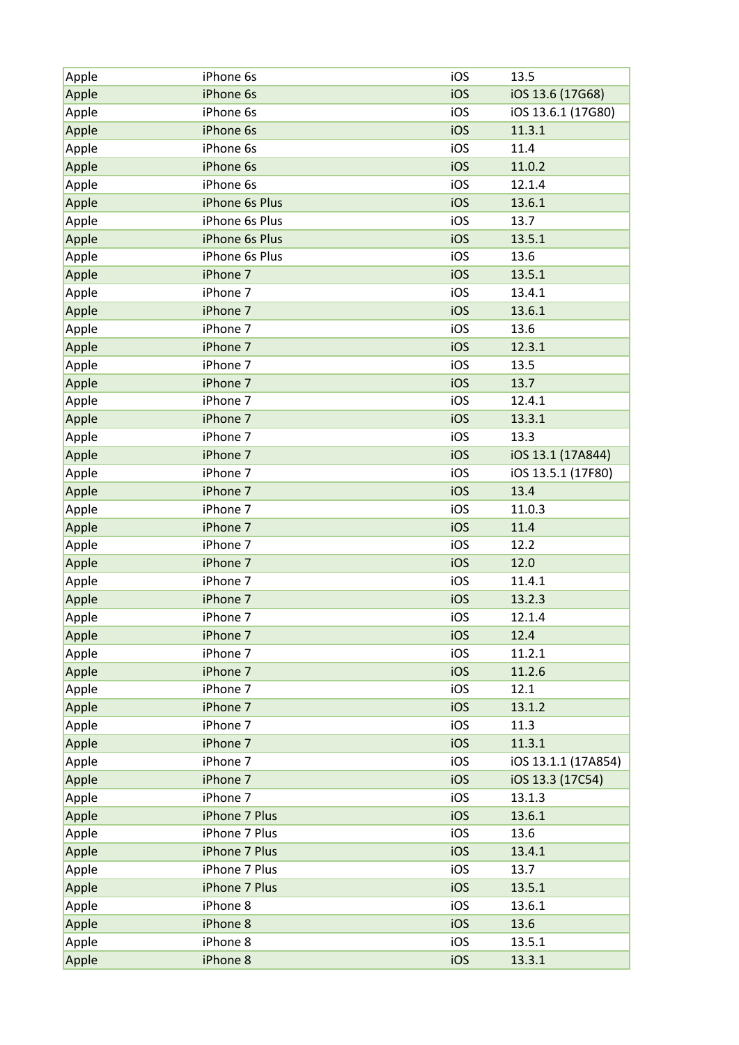| Apple | iPhone 6s | iOS | 13.5 |
|---|---|---|---|
| Apple | iPhone 6s | iOS | iOS 13.6 (17G68) |
| Apple | iPhone 6s | iOS | iOS 13.6.1 (17G80) |
| Apple | iPhone 6s | iOS | 11.3.1 |
| Apple | iPhone 6s | iOS | 11.4 |
| Apple | iPhone 6s | iOS | 11.0.2 |
| Apple | iPhone 6s | iOS | 12.1.4 |
| Apple | iPhone 6s Plus | iOS | 13.6.1 |
| Apple | iPhone 6s Plus | iOS | 13.7 |
| Apple | iPhone 6s Plus | iOS | 13.5.1 |
| Apple | iPhone 6s Plus | iOS | 13.6 |
| Apple | iPhone 7 | iOS | 13.5.1 |
| Apple | iPhone 7 | iOS | 13.4.1 |
| Apple | iPhone 7 | iOS | 13.6.1 |
| Apple | iPhone 7 | iOS | 13.6 |
| Apple | iPhone 7 | iOS | 12.3.1 |
| Apple | iPhone 7 | iOS | 13.5 |
| Apple | iPhone 7 | iOS | 13.7 |
| Apple | iPhone 7 | iOS | 12.4.1 |
| Apple | iPhone 7 | iOS | 13.3.1 |
| Apple | iPhone 7 | iOS | 13.3 |
| Apple | iPhone 7 | iOS | iOS 13.1 (17A844) |
| Apple | iPhone 7 | iOS | iOS 13.5.1 (17F80) |
| Apple | iPhone 7 | iOS | 13.4 |
| Apple | iPhone 7 | iOS | 11.0.3 |
| Apple | iPhone 7 | iOS | 11.4 |
| Apple | iPhone 7 | iOS | 12.2 |
| Apple | iPhone 7 | iOS | 12.0 |
| Apple | iPhone 7 | iOS | 11.4.1 |
| Apple | iPhone 7 | iOS | 13.2.3 |
| Apple | iPhone 7 | iOS | 12.1.4 |
| Apple | iPhone 7 | iOS | 12.4 |
| Apple | iPhone 7 | iOS | 11.2.1 |
| Apple | iPhone 7 | iOS | 11.2.6 |
| Apple | iPhone 7 | iOS | 12.1 |
| Apple | iPhone 7 | iOS | 13.1.2 |
| Apple | iPhone 7 | iOS | 11.3 |
| Apple | iPhone 7 | iOS | 11.3.1 |
| Apple | iPhone 7 | iOS | iOS 13.1.1 (17A854) |
| Apple | iPhone 7 | iOS | iOS 13.3 (17C54) |
| Apple | iPhone 7 | iOS | 13.1.3 |
| Apple | iPhone 7 Plus | iOS | 13.6.1 |
| Apple | iPhone 7 Plus | iOS | 13.6 |
| Apple | iPhone 7 Plus | iOS | 13.4.1 |
| Apple | iPhone 7 Plus | iOS | 13.7 |
| Apple | iPhone 7 Plus | iOS | 13.5.1 |
| Apple | iPhone 8 | iOS | 13.6.1 |
| Apple | iPhone 8 | iOS | 13.6 |
| Apple | iPhone 8 | iOS | 13.5.1 |
| Apple | iPhone 8 | iOS | 13.3.1 |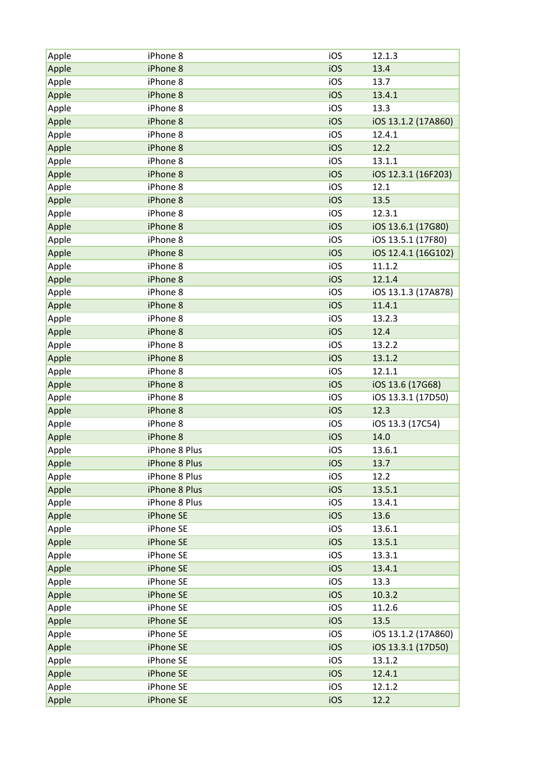| Apple | iPhone 8 | iOS | 12.1.3 |
|---|---|---|---|
| Apple | iPhone 8 | iOS | 13.4 |
| Apple | iPhone 8 | iOS | 13.7 |
| Apple | iPhone 8 | iOS | 13.4.1 |
| Apple | iPhone 8 | iOS | 13.3 |
| Apple | iPhone 8 | iOS | iOS 13.1.2 (17A860) |
| Apple | iPhone 8 | iOS | 12.4.1 |
| Apple | iPhone 8 | iOS | 12.2 |
| Apple | iPhone 8 | iOS | 13.1.1 |
| Apple | iPhone 8 | iOS | iOS 12.3.1 (16F203) |
| Apple | iPhone 8 | iOS | 12.1 |
| Apple | iPhone 8 | iOS | 13.5 |
| Apple | iPhone 8 | iOS | 12.3.1 |
| Apple | iPhone 8 | iOS | iOS 13.6.1 (17G80) |
| Apple | iPhone 8 | iOS | iOS 13.5.1 (17F80) |
| Apple | iPhone 8 | iOS | iOS 12.4.1 (16G102) |
| Apple | iPhone 8 | iOS | 11.1.2 |
| Apple | iPhone 8 | iOS | 12.1.4 |
| Apple | iPhone 8 | iOS | iOS 13.1.3 (17A878) |
| Apple | iPhone 8 | iOS | 11.4.1 |
| Apple | iPhone 8 | iOS | 13.2.3 |
| Apple | iPhone 8 | iOS | 12.4 |
| Apple | iPhone 8 | iOS | 13.2.2 |
| Apple | iPhone 8 | iOS | 13.1.2 |
| Apple | iPhone 8 | iOS | 12.1.1 |
| Apple | iPhone 8 | iOS | iOS 13.6 (17G68) |
| Apple | iPhone 8 | iOS | iOS 13.3.1 (17D50) |
| Apple | iPhone 8 | iOS | 12.3 |
| Apple | iPhone 8 | iOS | iOS 13.3 (17C54) |
| Apple | iPhone 8 | iOS | 14.0 |
| Apple | iPhone 8 Plus | iOS | 13.6.1 |
| Apple | iPhone 8 Plus | iOS | 13.7 |
| Apple | iPhone 8 Plus | iOS | 12.2 |
| Apple | iPhone 8 Plus | iOS | 13.5.1 |
| Apple | iPhone 8 Plus | iOS | 13.4.1 |
| Apple | iPhone SE | iOS | 13.6 |
| Apple | iPhone SE | iOS | 13.6.1 |
| Apple | iPhone SE | iOS | 13.5.1 |
| Apple | iPhone SE | iOS | 13.3.1 |
| Apple | iPhone SE | iOS | 13.4.1 |
| Apple | iPhone SE | iOS | 13.3 |
| Apple | iPhone SE | iOS | 10.3.2 |
| Apple | iPhone SE | iOS | 11.2.6 |
| Apple | iPhone SE | iOS | 13.5 |
| Apple | iPhone SE | iOS | iOS 13.1.2 (17A860) |
| Apple | iPhone SE | iOS | iOS 13.3.1 (17D50) |
| Apple | iPhone SE | iOS | 13.1.2 |
| Apple | iPhone SE | iOS | 12.4.1 |
| Apple | iPhone SE | iOS | 12.1.2 |
| Apple | iPhone SE | iOS | 12.2 |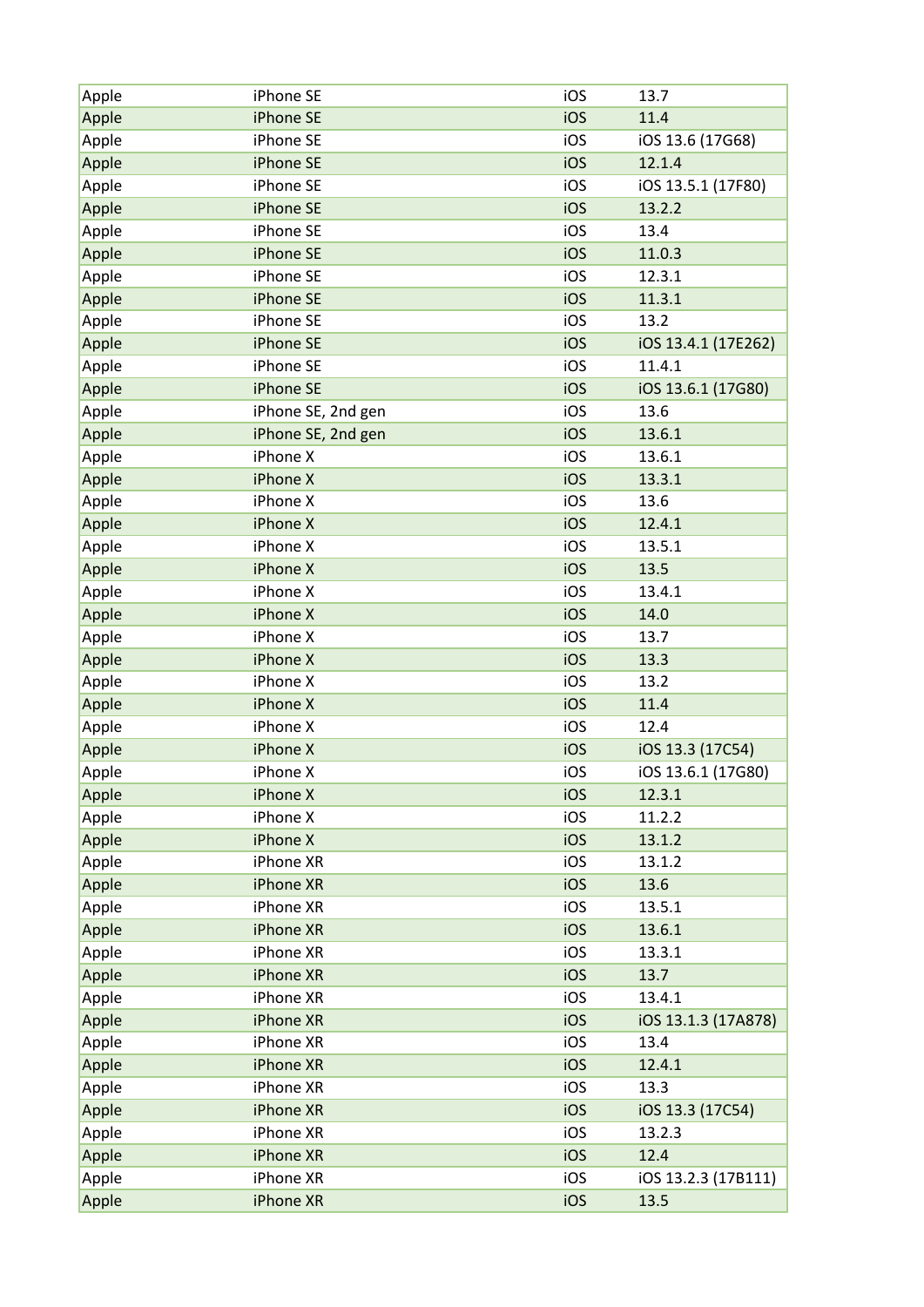| Apple | iPhone SE | iOS | 13.7 |
|---|---|---|---|
| Apple | iPhone SE | iOS | 11.4 |
| Apple | iPhone SE | iOS | iOS 13.6 (17G68) |
| Apple | iPhone SE | iOS | 12.1.4 |
| Apple | iPhone SE | iOS | iOS 13.5.1 (17F80) |
| Apple | iPhone SE | iOS | 13.2.2 |
| Apple | iPhone SE | iOS | 13.4 |
| Apple | iPhone SE | iOS | 11.0.3 |
| Apple | iPhone SE | iOS | 12.3.1 |
| Apple | iPhone SE | iOS | 11.3.1 |
| Apple | iPhone SE | iOS | 13.2 |
| Apple | iPhone SE | iOS | iOS 13.4.1 (17E262) |
| Apple | iPhone SE | iOS | 11.4.1 |
| Apple | iPhone SE | iOS | iOS 13.6.1 (17G80) |
| Apple | iPhone SE, 2nd gen | iOS | 13.6 |
| Apple | iPhone SE, 2nd gen | iOS | 13.6.1 |
| Apple | iPhone X | iOS | 13.6.1 |
| Apple | iPhone X | iOS | 13.3.1 |
| Apple | iPhone X | iOS | 13.6 |
| Apple | iPhone X | iOS | 12.4.1 |
| Apple | iPhone X | iOS | 13.5.1 |
| Apple | iPhone X | iOS | 13.5 |
| Apple | iPhone X | iOS | 13.4.1 |
| Apple | iPhone X | iOS | 14.0 |
| Apple | iPhone X | iOS | 13.7 |
| Apple | iPhone X | iOS | 13.3 |
| Apple | iPhone X | iOS | 13.2 |
| Apple | iPhone X | iOS | 11.4 |
| Apple | iPhone X | iOS | 12.4 |
| Apple | iPhone X | iOS | iOS 13.3 (17C54) |
| Apple | iPhone X | iOS | iOS 13.6.1 (17G80) |
| Apple | iPhone X | iOS | 12.3.1 |
| Apple | iPhone X | iOS | 11.2.2 |
| Apple | iPhone X | iOS | 13.1.2 |
| Apple | iPhone XR | iOS | 13.1.2 |
| Apple | iPhone XR | iOS | 13.6 |
| Apple | iPhone XR | iOS | 13.5.1 |
| Apple | iPhone XR | iOS | 13.6.1 |
| Apple | iPhone XR | iOS | 13.3.1 |
| Apple | iPhone XR | iOS | 13.7 |
| Apple | iPhone XR | iOS | 13.4.1 |
| Apple | iPhone XR | iOS | iOS 13.1.3 (17A878) |
| Apple | iPhone XR | iOS | 13.4 |
| Apple | iPhone XR | iOS | 12.4.1 |
| Apple | iPhone XR | iOS | 13.3 |
| Apple | iPhone XR | iOS | iOS 13.3 (17C54) |
| Apple | iPhone XR | iOS | 13.2.3 |
| Apple | iPhone XR | iOS | 12.4 |
| Apple | iPhone XR | iOS | iOS 13.2.3 (17B111) |
| Apple | iPhone XR | iOS | 13.5 |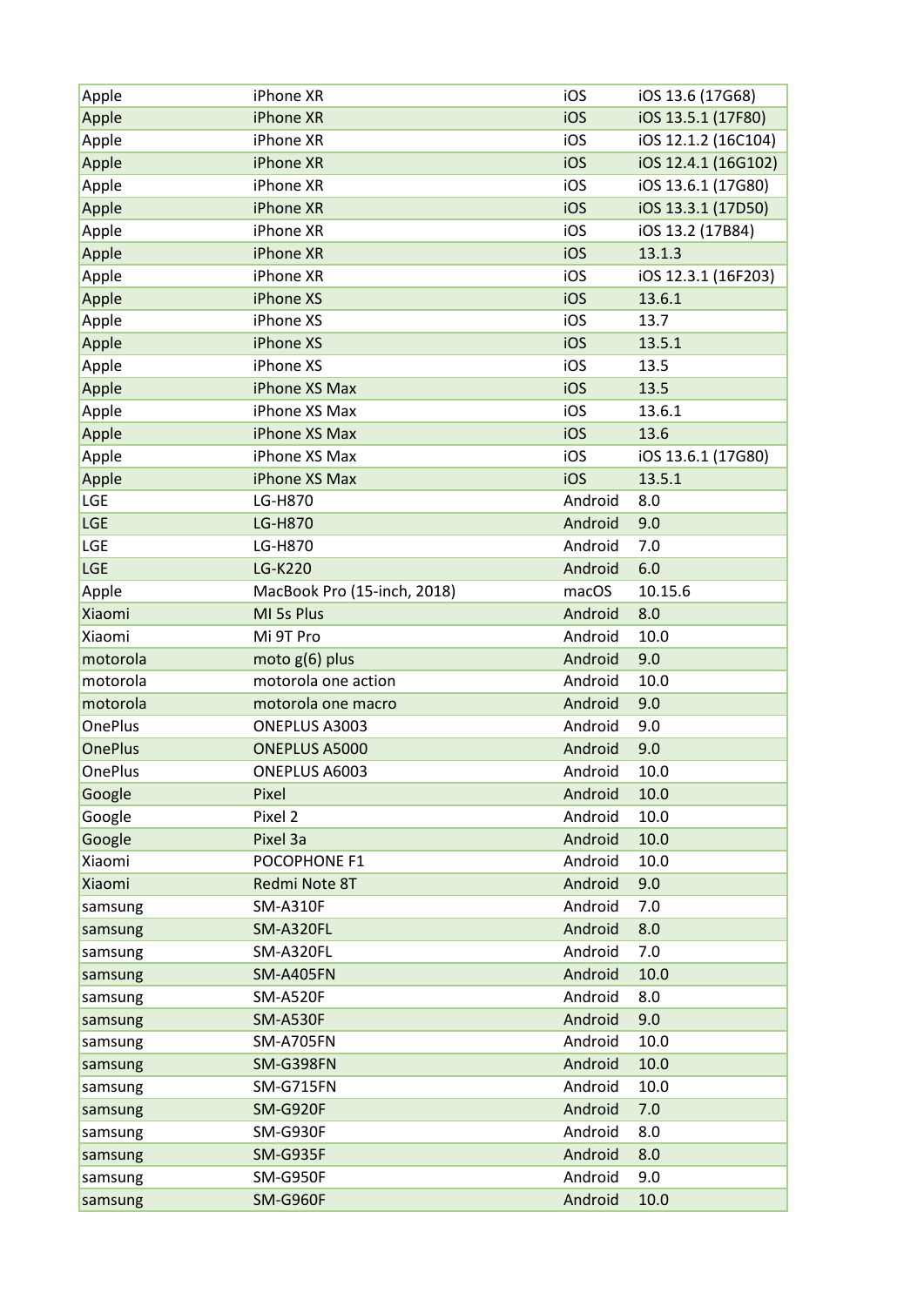| Apple | iPhone XR | iOS | iOS 13.6 (17G68) |
|---|---|---|---|
| Apple | iPhone XR | iOS | iOS 13.5.1 (17F80) |
| Apple | iPhone XR | iOS | iOS 12.1.2 (16C104) |
| Apple | iPhone XR | iOS | iOS 12.4.1 (16G102) |
| Apple | iPhone XR | iOS | iOS 13.6.1 (17G80) |
| Apple | iPhone XR | iOS | iOS 13.3.1 (17D50) |
| Apple | iPhone XR | iOS | iOS 13.2 (17B84) |
| Apple | iPhone XR | iOS | 13.1.3 |
| Apple | iPhone XR | iOS | iOS 12.3.1 (16F203) |
| Apple | iPhone XS | iOS | 13.6.1 |
| Apple | iPhone XS | iOS | 13.7 |
| Apple | iPhone XS | iOS | 13.5.1 |
| Apple | iPhone XS | iOS | 13.5 |
| Apple | iPhone XS Max | iOS | 13.5 |
| Apple | iPhone XS Max | iOS | 13.6.1 |
| Apple | iPhone XS Max | iOS | 13.6 |
| Apple | iPhone XS Max | iOS | iOS 13.6.1 (17G80) |
| Apple | iPhone XS Max | iOS | 13.5.1 |
| LGE | LG-H870 | Android | 8.0 |
| LGE | LG-H870 | Android | 9.0 |
| LGE | LG-H870 | Android | 7.0 |
| LGE | LG-K220 | Android | 6.0 |
| Apple | MacBook Pro (15-inch, 2018) | macOS | 10.15.6 |
| Xiaomi | MI 5s Plus | Android | 8.0 |
| Xiaomi | Mi 9T Pro | Android | 10.0 |
| motorola | moto g(6) plus | Android | 9.0 |
| motorola | motorola one action | Android | 10.0 |
| motorola | motorola one macro | Android | 9.0 |
| OnePlus | ONEPLUS A3003 | Android | 9.0 |
| OnePlus | ONEPLUS A5000 | Android | 9.0 |
| OnePlus | ONEPLUS A6003 | Android | 10.0 |
| Google | Pixel | Android | 10.0 |
| Google | Pixel 2 | Android | 10.0 |
| Google | Pixel 3a | Android | 10.0 |
| Xiaomi | POCOPHONE F1 | Android | 10.0 |
| Xiaomi | Redmi Note 8T | Android | 9.0 |
| samsung | SM-A310F | Android | 7.0 |
| samsung | SM-A320FL | Android | 8.0 |
| samsung | SM-A320FL | Android | 7.0 |
| samsung | SM-A405FN | Android | 10.0 |
| samsung | SM-A520F | Android | 8.0 |
| samsung | SM-A530F | Android | 9.0 |
| samsung | SM-A705FN | Android | 10.0 |
| samsung | SM-G398FN | Android | 10.0 |
| samsung | SM-G715FN | Android | 10.0 |
| samsung | SM-G920F | Android | 7.0 |
| samsung | SM-G930F | Android | 8.0 |
| samsung | SM-G935F | Android | 8.0 |
| samsung | SM-G950F | Android | 9.0 |
| samsung | SM-G960F | Android | 10.0 |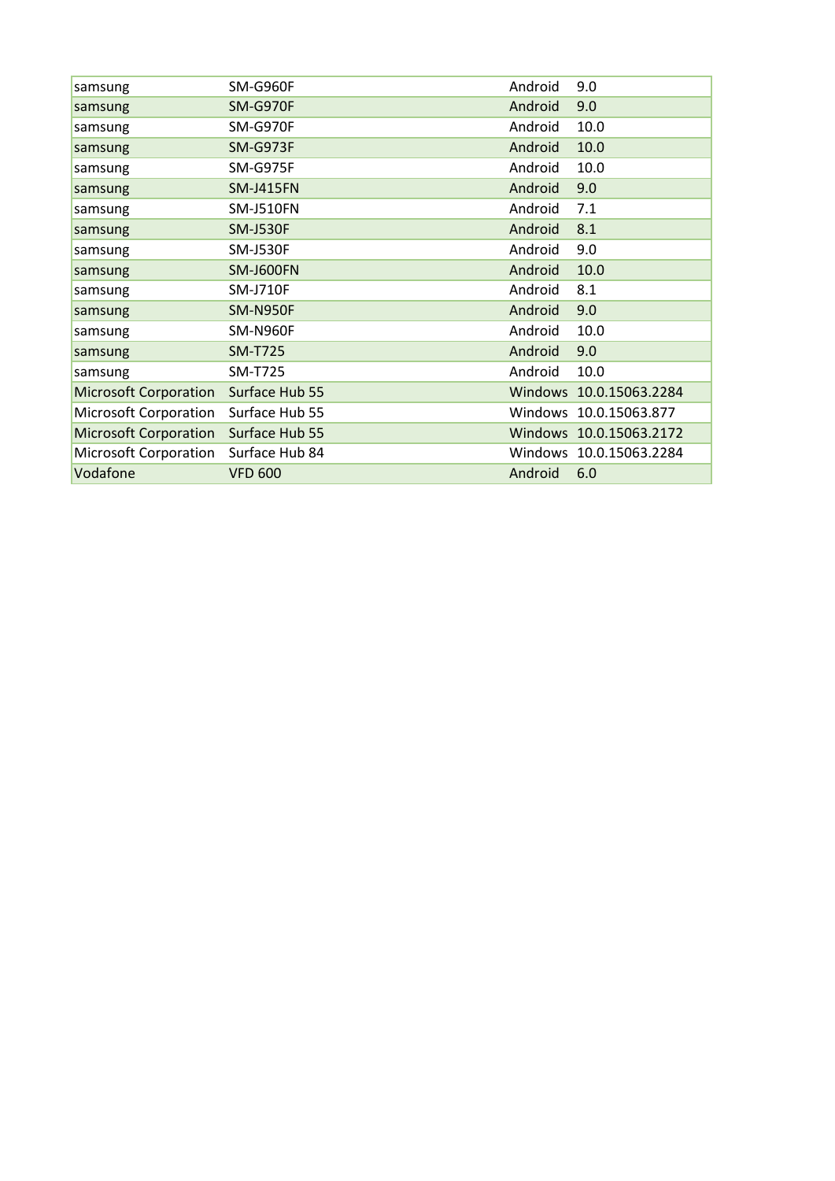| | | | |
|---|---|---|---|
| samsung | SM-G960F | Android | 9.0 |
| samsung | SM-G970F | Android | 9.0 |
| samsung | SM-G970F | Android | 10.0 |
| samsung | SM-G973F | Android | 10.0 |
| samsung | SM-G975F | Android | 10.0 |
| samsung | SM-J415FN | Android | 9.0 |
| samsung | SM-J510FN | Android | 7.1 |
| samsung | SM-J530F | Android | 8.1 |
| samsung | SM-J530F | Android | 9.0 |
| samsung | SM-J600FN | Android | 10.0 |
| samsung | SM-J710F | Android | 8.1 |
| samsung | SM-N950F | Android | 9.0 |
| samsung | SM-N960F | Android | 10.0 |
| samsung | SM-T725 | Android | 9.0 |
| samsung | SM-T725 | Android | 10.0 |
| Microsoft Corporation | Surface Hub 55 | Windows | 10.0.15063.2284 |
| Microsoft Corporation | Surface Hub 55 | Windows | 10.0.15063.877 |
| Microsoft Corporation | Surface Hub 55 | Windows | 10.0.15063.2172 |
| Microsoft Corporation | Surface Hub 84 | Windows | 10.0.15063.2284 |
| Vodafone | VFD 600 | Android | 6.0 |